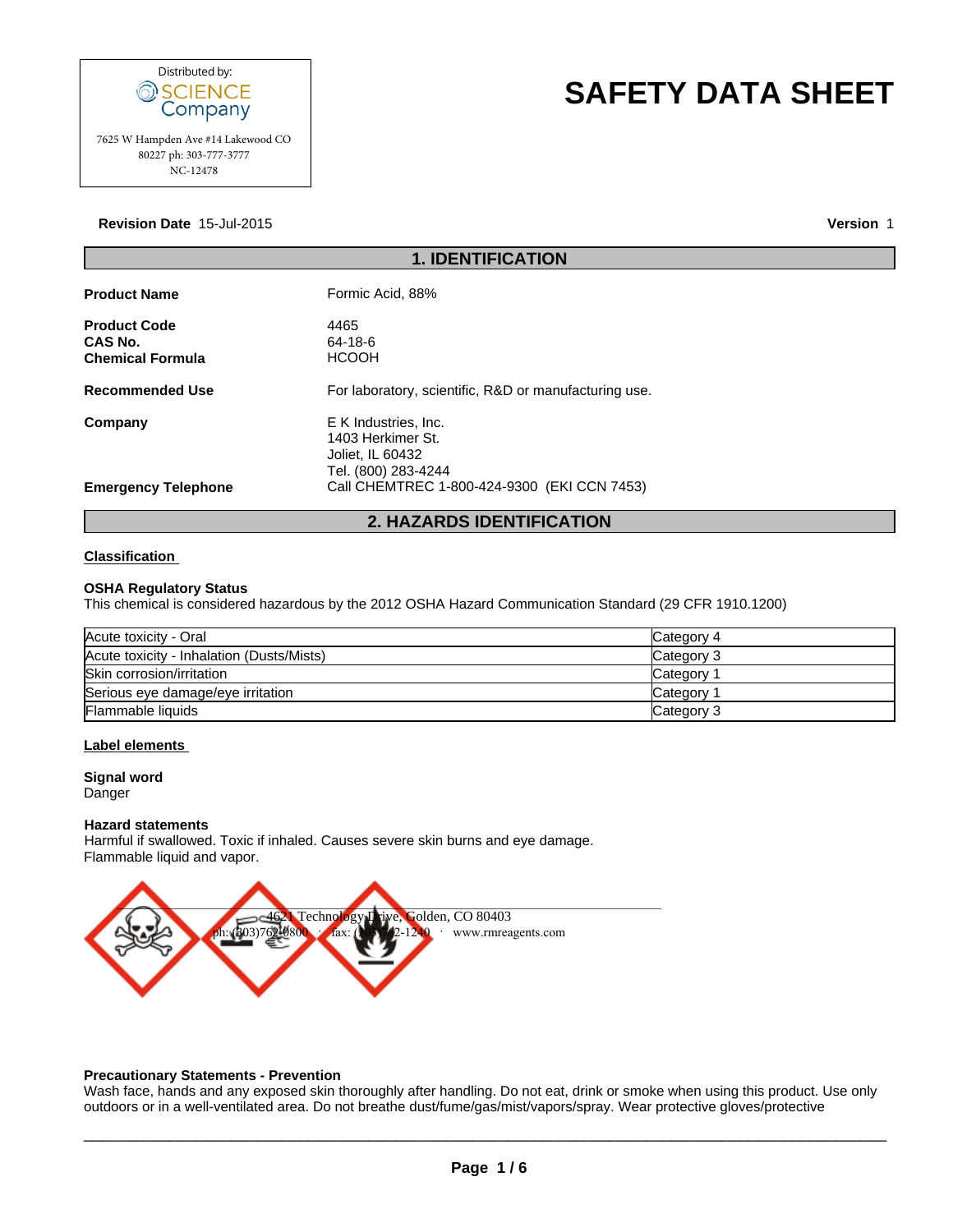Distributed by:
SCIENCE Company
7625 W Hampden Ave #14 Lakewood CO 80227 ph: 303-777-3777
NC-12478

# SAFETY DATA SHEET

**Revision Date** 15-Jul-2015 **Version** 1

## 1. IDENTIFICATION

**Product Name** Formic Acid, 88%

**Product Code** 4465
**CAS No.** 64-18-6
**Chemical Formula** HCOOH

**Recommended Use** For laboratory, scientific, R&D or manufacturing use.

**Company** E K Industries, Inc.
1403 Herkimer St.
Joliet, IL 60432
Tel. (800) 283-4244

**Emergency Telephone** Call CHEMTREC 1-800-424-9300 (EKI CCN 7453)

## 2. HAZARDS IDENTIFICATION

### Classification

**OSHA Regulatory Status**
This chemical is considered hazardous by the 2012 OSHA Hazard Communication Standard (29 CFR 1910.1200)

| | |
|---|---|
| Acute toxicity - Oral | Category 4 |
| Acute toxicity - Inhalation (Dusts/Mists) | Category 3 |
| Skin corrosion/irritation | Category 1 |
| Serious eye damage/eye irritation | Category 1 |
| Flammable liquids | Category 3 |

### Label elements

**Signal word**
Danger

**Hazard statements**
Harmful if swallowed. Toxic if inhaled. Causes severe skin burns and eye damage.
Flammable liquid and vapor.

4621 Technology Drive, Golden, CO 80403
ph: (303)762-0800 · fax: (303)762-1240 · www.rmreagents.com

**Precautionary Statements - Prevention**
Wash face, hands and any exposed skin thoroughly after handling. Do not eat, drink or smoke when using this product. Use only outdoors or in a well-ventilated area. Do not breathe dust/fume/gas/mist/vapors/spray. Wear protective gloves/protective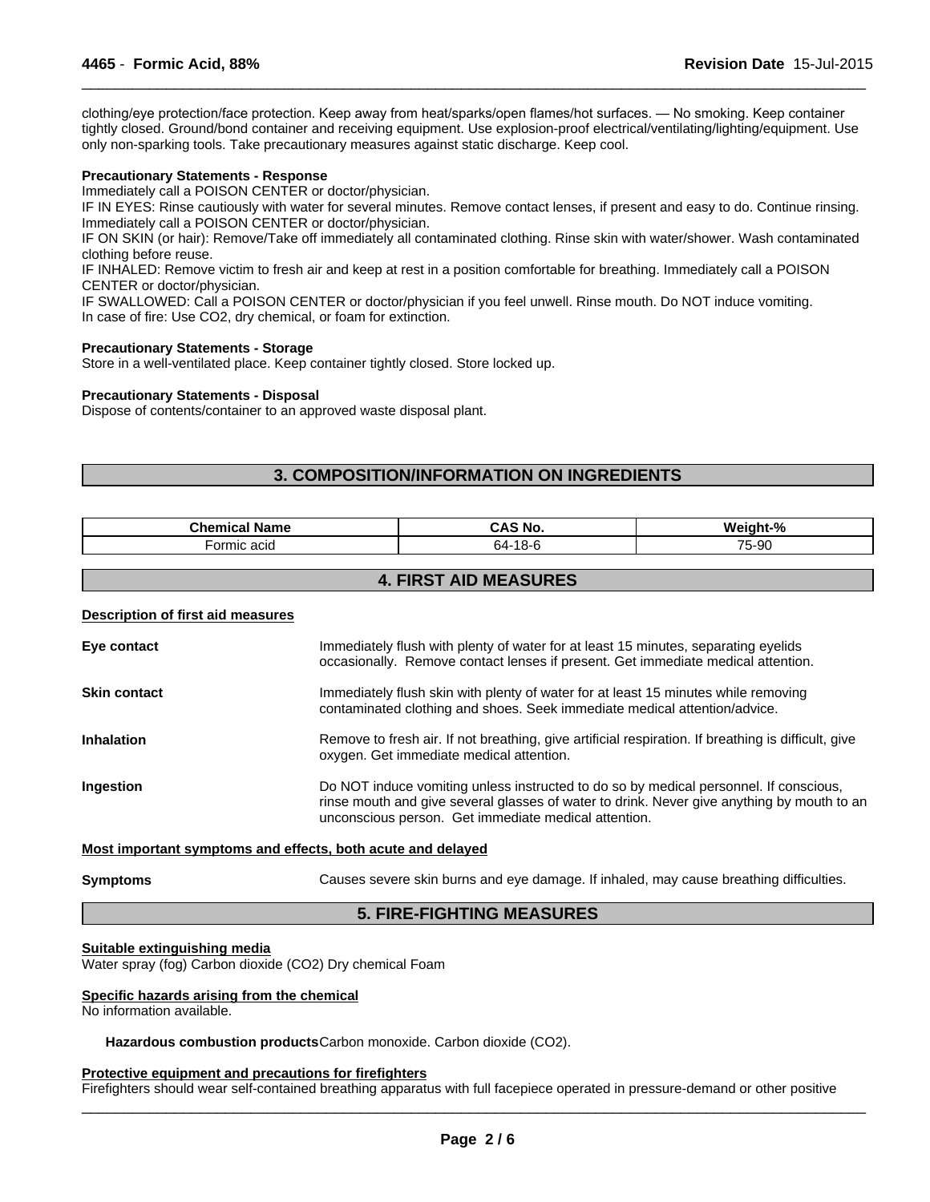clothing/eye protection/face protection. Keep away from heat/sparks/open flames/hot surfaces. — No smoking. Keep container tightly closed. Ground/bond container and receiving equipment. Use explosion-proof electrical/ventilating/lighting/equipment. Use only non-sparking tools. Take precautionary measures against static discharge. Keep cool.

**Precautionary Statements - Response**

Immediately call a POISON CENTER or doctor/physician.
IF IN EYES: Rinse cautiously with water for several minutes. Remove contact lenses, if present and easy to do. Continue rinsing. Immediately call a POISON CENTER or doctor/physician.
IF ON SKIN (or hair): Remove/Take off immediately all contaminated clothing. Rinse skin with water/shower. Wash contaminated clothing before reuse.
IF INHALED: Remove victim to fresh air and keep at rest in a position comfortable for breathing. Immediately call a POISON CENTER or doctor/physician.
IF SWALLOWED: Call a POISON CENTER or doctor/physician if you feel unwell. Rinse mouth. Do NOT induce vomiting.
In case of fire: Use CO2, dry chemical, or foam for extinction.

**Precautionary Statements - Storage**

Store in a well-ventilated place. Keep container tightly closed. Store locked up.

**Precautionary Statements - Disposal**

Dispose of contents/container to an approved waste disposal plant.

## 3. COMPOSITION/INFORMATION ON INGREDIENTS

| Chemical Name | CAS No. | Weight-% |
|---|---|---|
| Formic acid | 64-18-6 | 75-90 |

## 4. FIRST AID MEASURES

**Description of first aid measures**

**Eye contact** Immediately flush with plenty of water for at least 15 minutes, separating eyelids occasionally. Remove contact lenses if present. Get immediate medical attention.

**Skin contact** Immediately flush skin with plenty of water for at least 15 minutes while removing contaminated clothing and shoes. Seek immediate medical attention/advice.

**Inhalation** Remove to fresh air. If not breathing, give artificial respiration. If breathing is difficult, give oxygen. Get immediate medical attention.

**Ingestion** Do NOT induce vomiting unless instructed to do so by medical personnel. If conscious, rinse mouth and give several glasses of water to drink. Never give anything by mouth to an unconscious person. Get immediate medical attention.

**Most important symptoms and effects, both acute and delayed**

**Symptoms** Causes severe skin burns and eye damage. If inhaled, may cause breathing difficulties.

## 5. FIRE-FIGHTING MEASURES

**Suitable extinguishing media**

Water spray (fog) Carbon dioxide (CO2) Dry chemical Foam

**Specific hazards arising from the chemical**

No information available.

**Hazardous combustion products** Carbon monoxide. Carbon dioxide (CO2).

**Protective equipment and precautions for firefighters**

Firefighters should wear self-contained breathing apparatus with full facepiece operated in pressure-demand or other positive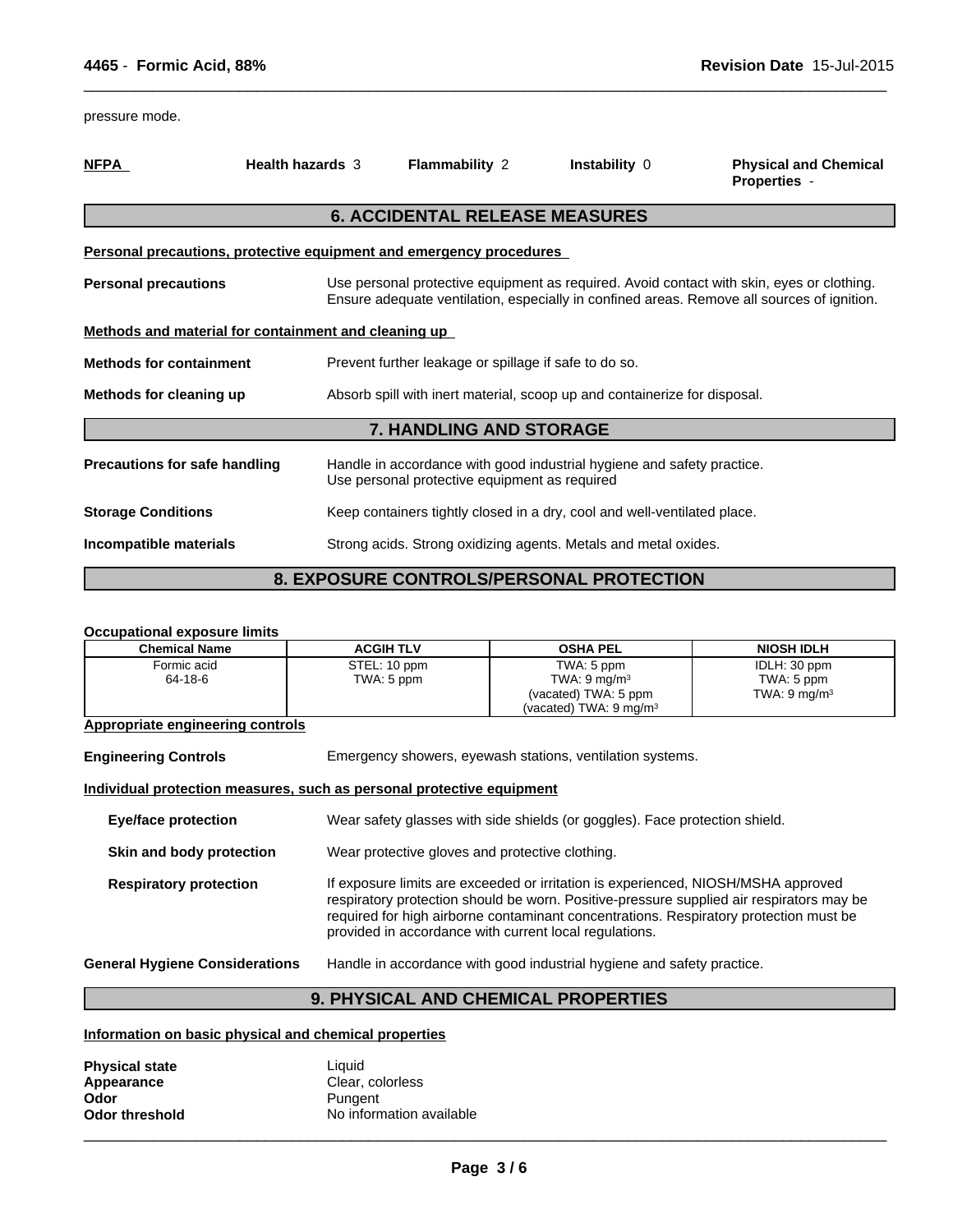pressure mode.

| NFPA | Health hazards 3 | Flammability 2 | Instability 0 | Physical and Chemical Properties - |
|---|---|---|---|---|

## 6. ACCIDENTAL RELEASE MEASURES

**Personal precautions, protective equipment and emergency procedures**

**Personal precautions** Use personal protective equipment as required. Avoid contact with skin, eyes or clothing. Ensure adequate ventilation, especially in confined areas. Remove all sources of ignition.

**Methods and material for containment and cleaning up**

**Methods for containment** Prevent further leakage or spillage if safe to do so.

**Methods for cleaning up** Absorb spill with inert material, scoop up and containerize for disposal.

## 7. HANDLING AND STORAGE

**Precautions for safe handling** Handle in accordance with good industrial hygiene and safety practice. Use personal protective equipment as required

**Storage Conditions** Keep containers tightly closed in a dry, cool and well-ventilated place.

**Incompatible materials** Strong acids. Strong oxidizing agents. Metals and metal oxides.

## 8. EXPOSURE CONTROLS/PERSONAL PROTECTION

**Occupational exposure limits**

| Chemical Name | ACGIH TLV | OSHA PEL | NIOSH IDLH |
|---|---|---|---|
| Formic acid 64-18-6 | STEL: 10 ppm TWA: 5 ppm | TWA: 5 ppm TWA: 9 mg/m³ (vacated) TWA: 5 ppm (vacated) TWA: 9 mg/m³ | IDLH: 30 ppm TWA: 5 ppm TWA: 9 mg/m³ |

**Appropriate engineering controls**

**Engineering Controls** Emergency showers, eyewash stations, ventilation systems.

**Individual protection measures, such as personal protective equipment**

**Eye/face protection** Wear safety glasses with side shields (or goggles). Face protection shield.

**Skin and body protection** Wear protective gloves and protective clothing.

**Respiratory protection** If exposure limits are exceeded or irritation is experienced, NIOSH/MSHA approved respiratory protection should be worn. Positive-pressure supplied air respirators may be required for high airborne contaminant concentrations. Respiratory protection must be provided in accordance with current local regulations.

**General Hygiene Considerations** Handle in accordance with good industrial hygiene and safety practice.

## 9. PHYSICAL AND CHEMICAL PROPERTIES

**Information on basic physical and chemical properties**

**Physical state** Liquid
**Appearance** Clear, colorless
**Odor** Pungent
**Odor threshold** No information available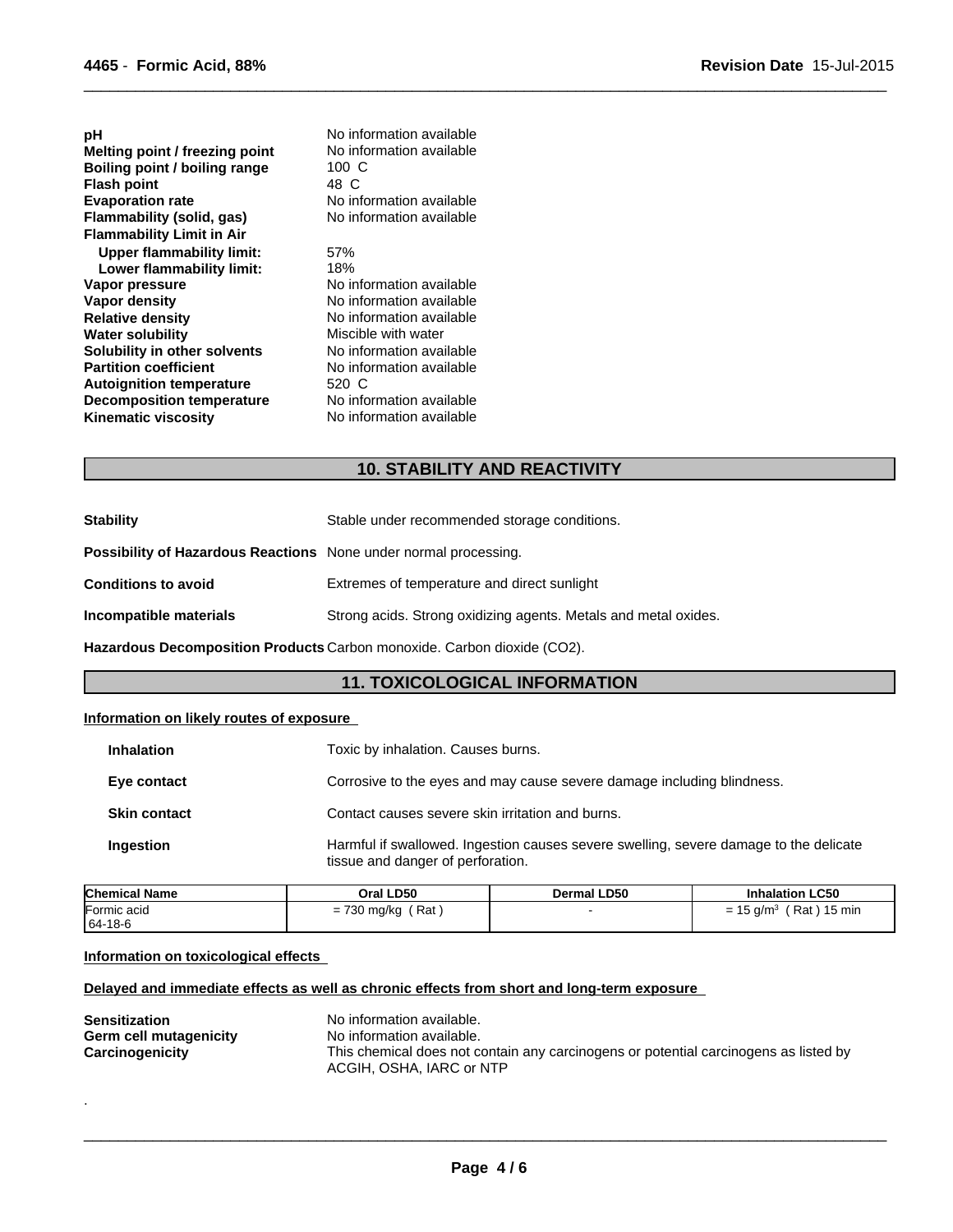**pH** No information available
**Melting point / freezing point** No information available
**Boiling point / boiling range** 100 C
**Flash point** 48 C
**Evaporation rate** No information available
**Flammability (solid, gas)** No information available
**Flammability Limit in Air**
**Upper flammability limit:** 57%
**Lower flammability limit:** 18%
**Vapor pressure** No information available
**Vapor density** No information available
**Relative density** No information available
**Water solubility** Miscible with water
**Solubility in other solvents** No information available
**Partition coefficient** No information available
**Autoignition temperature** 520 C
**Decomposition temperature** No information available
**Kinematic viscosity** No information available

## 10. STABILITY AND REACTIVITY

**Stability** Stable under recommended storage conditions.

**Possibility of Hazardous Reactions** None under normal processing.

**Conditions to avoid** Extremes of temperature and direct sunlight

**Incompatible materials** Strong acids. Strong oxidizing agents. Metals and metal oxides.

**Hazardous Decomposition Products** Carbon monoxide. Carbon dioxide ($CO_2$).

## 11. TOXICOLOGICAL INFORMATION

**Information on likely routes of exposure**

**Inhalation** Toxic by inhalation. Causes burns.

**Eye contact** Corrosive to the eyes and may cause severe damage including blindness.

**Skin contact** Contact causes severe skin irritation and burns.

**Ingestion** Harmful if swallowed. Ingestion causes severe swelling, severe damage to the delicate tissue and danger of perforation.

| Chemical Name | Oral LD50 | Dermal LD50 | Inhalation LC50 |
|---|---|---|---|
| Formic acid 64-18-6 | = 730 mg/kg ( Rat ) | - | = 15 $g/m^3$ ( Rat ) 15 min |

**Information on toxicological effects**

**Delayed and immediate effects as well as chronic effects from short and long-term exposure**

**Sensitization** No information available.
**Germ cell mutagenicity** No information available.
**Carcinogenicity** This chemical does not contain any carcinogens or potential carcinogens as listed by ACGIH, OSHA, IARC or NTP

.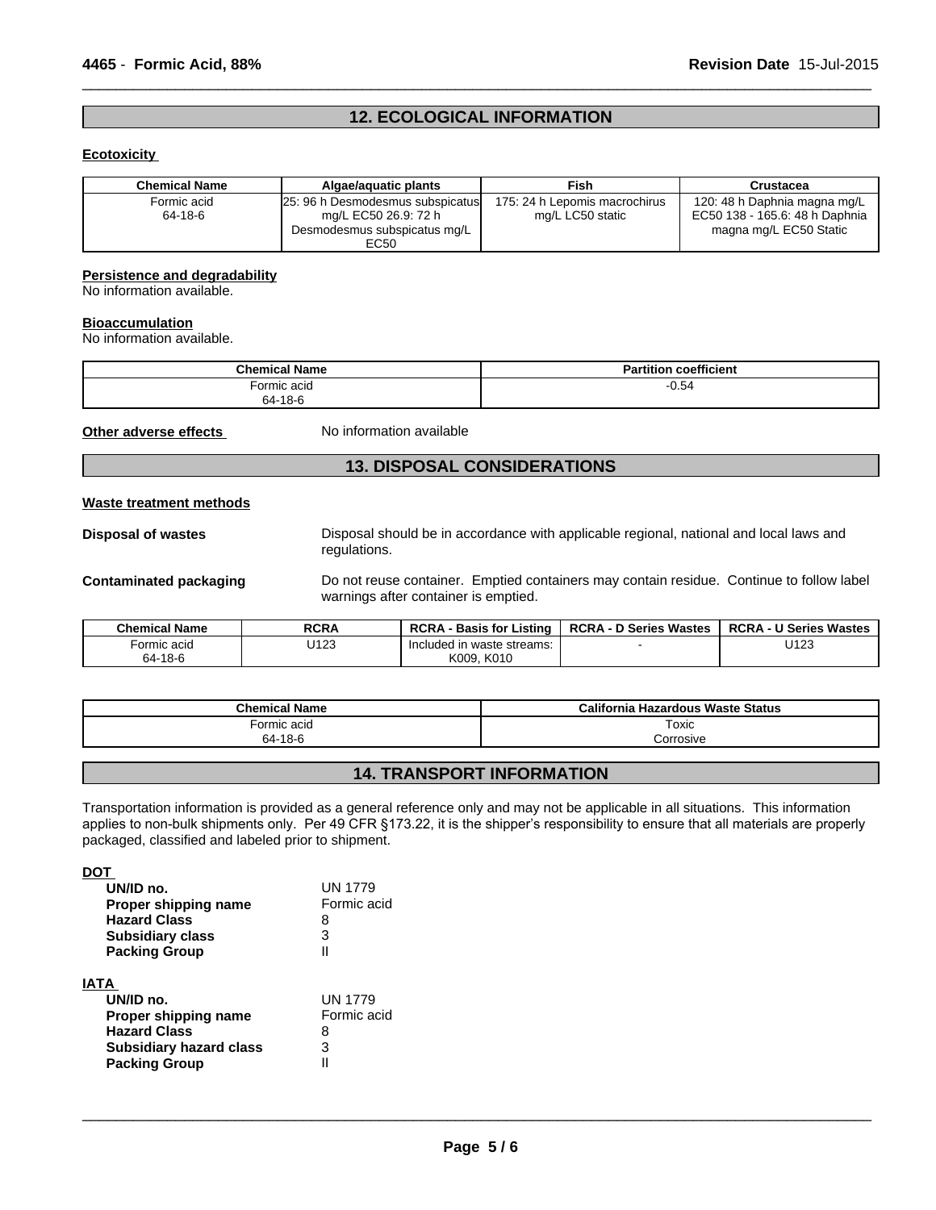## 12. ECOLOGICAL INFORMATION

### Ecotoxicity

| Chemical Name | Algae/aquatic plants | Fish | Crustacea |
|---|---|---|---|
| Formic acid<br>64-18-6 | 25: 96 h Desmodesmus subspicatus mg/L EC50 26.9: 72 h Desmodesmus subspicatus mg/L EC50 | 175: 24 h Lepomis macrochirus mg/L LC50 static | 120: 48 h Daphnia magna mg/L EC50 138 - 165.6: 48 h Daphnia magna mg/L EC50 Static |

### Persistence and degradability

No information available.

### Bioaccumulation

No information available.

| Chemical Name | Partition coefficient |
|---|---|
| Formic acid<br>64-18-6 | -0.54 |

**Other adverse effects** No information available

## 13. DISPOSAL CONSIDERATIONS

### Waste treatment methods

**Disposal of wastes** Disposal should be in accordance with applicable regional, national and local laws and regulations.

**Contaminated packaging** Do not reuse container. Emptied containers may contain residue. Continue to follow label warnings after container is emptied.

| Chemical Name | RCRA | RCRA - Basis for Listing | RCRA - D Series Wastes | RCRA - U Series Wastes |
|---|---|---|---|---|
| Formic acid<br>64-18-6 | U123 | Included in waste streams: K009, K010 | - | U123 |

| Chemical Name | California Hazardous Waste Status |
|---|---|
| Formic acid<br>64-18-6 | Toxic<br>Corrosive |

## 14. TRANSPORT INFORMATION

Transportation information is provided as a general reference only and may not be applicable in all situations. This information applies to non-bulk shipments only. Per 49 CFR §173.22, it is the shipper's responsibility to ensure that all materials are properly packaged, classified and labeled prior to shipment.

### DOT

- **UN/ID no.** UN 1779
- **Proper shipping name** Formic acid
- **Hazard Class** 8
- **Subsidiary class** 3
- **Packing Group** II

### IATA

- **UN/ID no.** UN 1779
- **Proper shipping name** Formic acid
- **Hazard Class** 8
- **Subsidiary hazard class** 3
- **Packing Group** II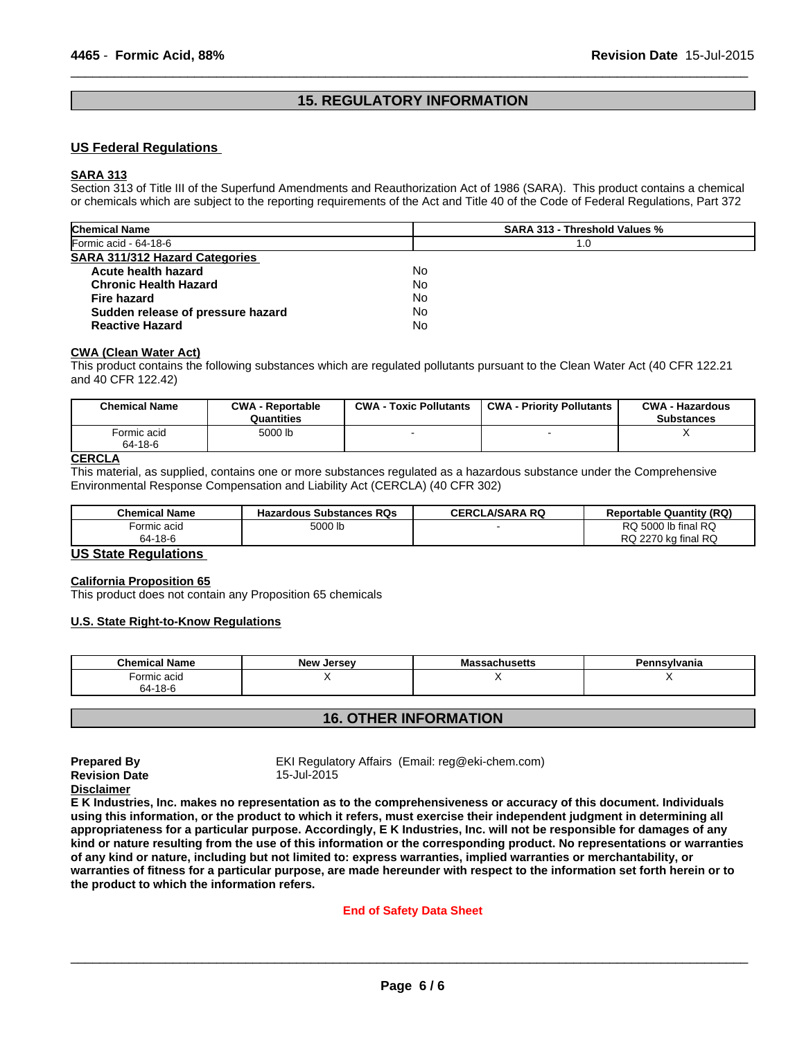## 15. REGULATORY INFORMATION

### US Federal Regulations

**SARA 313**

Section 313 of Title III of the Superfund Amendments and Reauthorization Act of 1986 (SARA). This product contains a chemical or chemicals which are subject to the reporting requirements of the Act and Title 40 of the Code of Federal Regulations, Part 372

| Chemical Name | SARA 313 - Threshold Values % |
|---|---|
| Formic acid - 64-18-6 | 1.0 |

**SARA 311/312 Hazard Categories**

| | |
|---|---|
| **Acute health hazard** | No |
| **Chronic Health Hazard** | No |
| **Fire hazard** | No |
| **Sudden release of pressure hazard** | No |
| **Reactive Hazard** | No |

**CWA (Clean Water Act)**

This product contains the following substances which are regulated pollutants pursuant to the Clean Water Act (40 CFR 122.21 and 40 CFR 122.42)

| Chemical Name | CWA - Reportable Quantities | CWA - Toxic Pollutants | CWA - Priority Pollutants | CWA - Hazardous Substances |
|---|---|---|---|---|
| Formic acid 64-18-6 | 5000 lb | - | - | X |

**CERCLA**

This material, as supplied, contains one or more substances regulated as a hazardous substance under the Comprehensive Environmental Response Compensation and Liability Act (CERCLA) (40 CFR 302)

| Chemical Name | Hazardous Substances RQs | CERCLA/SARA RQ | Reportable Quantity (RQ) |
|---|---|---|---|
| Formic acid 64-18-6 | 5000 lb | - | RQ 5000 lb final RQ RQ 2270 kg final RQ |

### US State Regulations

**California Proposition 65**

This product does not contain any Proposition 65 chemicals

**U.S. State Right-to-Know Regulations**

| Chemical Name | New Jersey | Massachusetts | Pennsylvania |
|---|---|---|---|
| Formic acid 64-18-6 | X | X | X |

## 16. OTHER INFORMATION

**Prepared By** EKI Regulatory Affairs (Email: reg@eki-chem.com)
**Revision Date** 15-Jul-2015

**Disclaimer**

**E K Industries, Inc. makes no representation as to the comprehensiveness or accuracy of this document. Individuals using this information, or the product to which it refers, must exercise their independent judgment in determining all appropriateness for a particular purpose. Accordingly, E K Industries, Inc. will not be responsible for damages of any kind or nature resulting from the use of this information or the corresponding product. No representations or warranties of any kind or nature, including but not limited to: express warranties, implied warranties or merchantability, or warranties of fitness for a particular purpose, are made hereunder with respect to the information set forth herein or to the product to which the information refers.**

**End of Safety Data Sheet**